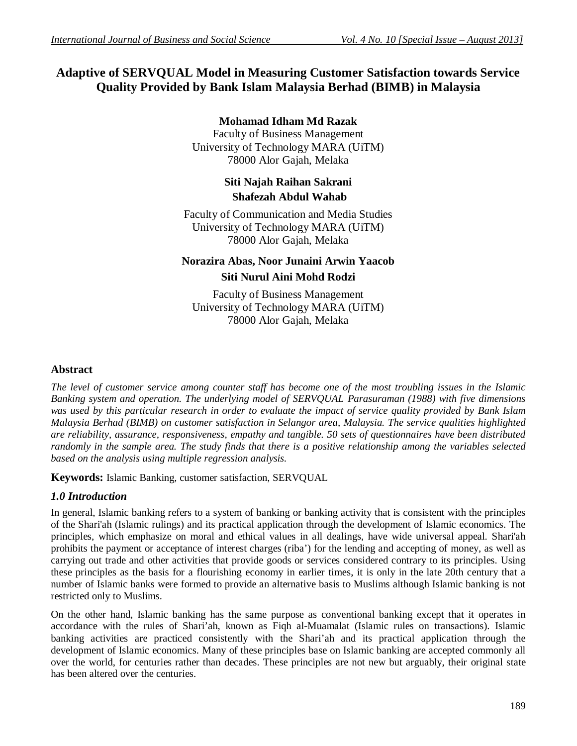# Adaptive of SERVQUAL Model in Measuring Customer Satisfaction towards Service Quality Provided by Bank Islam Malaysia Berhad (BIMB) in Malaysia

**Mohamad Idham Md Razak**
Faculty of Business Management
University of Technology MARA (UiTM)
78000 Alor Gajah, Melaka

**Siti Najah Raihan Sakrani**
**Shafezah Abdul Wahab**

Faculty of Communication and Media Studies
University of Technology MARA (UiTM)
78000 Alor Gajah, Melaka

**Norazira Abas, Noor Junaini Arwin Yaacob**
**Siti Nurul Aini Mohd Rodzi**

Faculty of Business Management
University of Technology MARA (UiTM)
78000 Alor Gajah, Melaka

## Abstract

*The level of customer service among counter staff has become one of the most troubling issues in the Islamic Banking system and operation. The underlying model of SERVQUAL Parasuraman (1988) with five dimensions was used by this particular research in order to evaluate the impact of service quality provided by Bank Islam Malaysia Berhad (BIMB) on customer satisfaction in Selangor area, Malaysia. The service qualities highlighted are reliability, assurance, responsiveness, empathy and tangible. 50 sets of questionnaires have been distributed randomly in the sample area. The study finds that there is a positive relationship among the variables selected based on the analysis using multiple regression analysis.*

**Keywords:** Islamic Banking, customer satisfaction, SERVQUAL

## *1.0 Introduction*

In general, Islamic banking refers to a system of banking or banking activity that is consistent with the principles of the Shari'ah (Islamic rulings) and its practical application through the development of Islamic economics. The principles, which emphasize on moral and ethical values in all dealings, have wide universal appeal. Shari'ah prohibits the payment or acceptance of interest charges (riba') for the lending and accepting of money, as well as carrying out trade and other activities that provide goods or services considered contrary to its principles. Using these principles as the basis for a flourishing economy in earlier times, it is only in the late 20th century that a number of Islamic banks were formed to provide an alternative basis to Muslims although Islamic banking is not restricted only to Muslims.

On the other hand, Islamic banking has the same purpose as conventional banking except that it operates in accordance with the rules of Shari'ah, known as Fiqh al-Muamalat (Islamic rules on transactions). Islamic banking activities are practiced consistently with the Shari'ah and its practical application through the development of Islamic economics. Many of these principles base on Islamic banking are accepted commonly all over the world, for centuries rather than decades. These principles are not new but arguably, their original state has been altered over the centuries.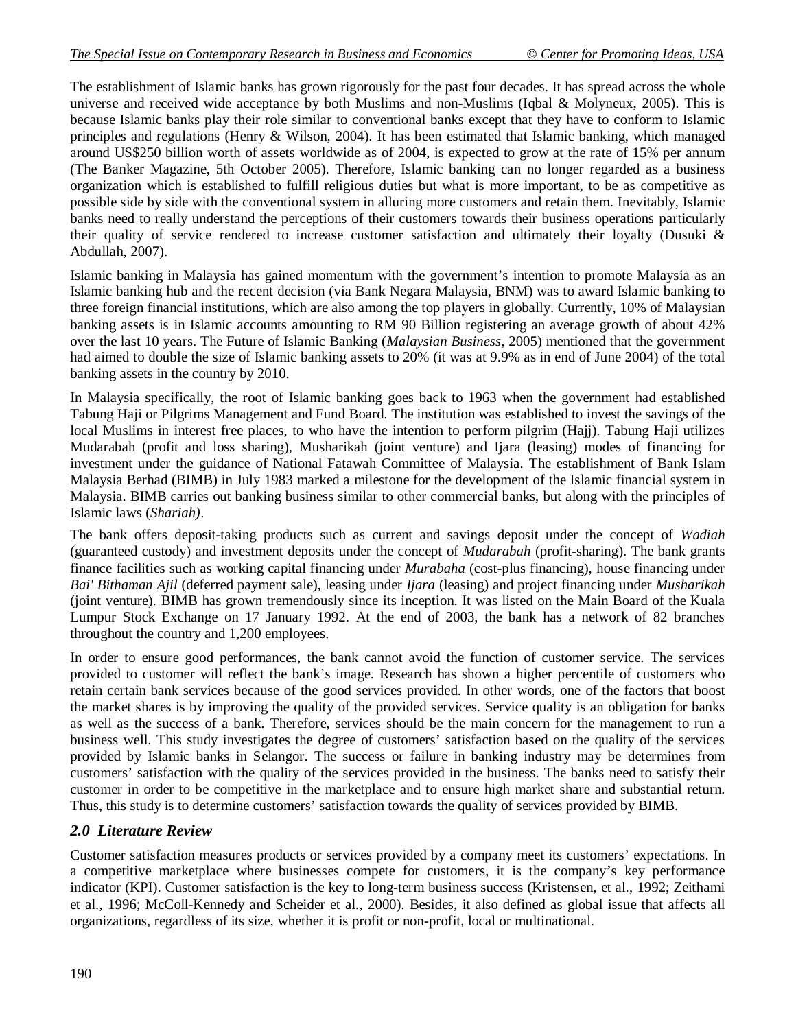The establishment of Islamic banks has grown rigorously for the past four decades. It has spread across the whole universe and received wide acceptance by both Muslims and non-Muslims (Iqbal & Molyneux, 2005). This is because Islamic banks play their role similar to conventional banks except that they have to conform to Islamic principles and regulations (Henry & Wilson, 2004). It has been estimated that Islamic banking, which managed around US$250 billion worth of assets worldwide as of 2004, is expected to grow at the rate of 15% per annum (The Banker Magazine, 5th October 2005). Therefore, Islamic banking can no longer regarded as a business organization which is established to fulfill religious duties but what is more important, to be as competitive as possible side by side with the conventional system in alluring more customers and retain them. Inevitably, Islamic banks need to really understand the perceptions of their customers towards their business operations particularly their quality of service rendered to increase customer satisfaction and ultimately their loyalty (Dusuki & Abdullah, 2007).

Islamic banking in Malaysia has gained momentum with the government's intention to promote Malaysia as an Islamic banking hub and the recent decision (via Bank Negara Malaysia, BNM) was to award Islamic banking to three foreign financial institutions, which are also among the top players in globally. Currently, 10% of Malaysian banking assets is in Islamic accounts amounting to RM 90 Billion registering an average growth of about 42% over the last 10 years. The Future of Islamic Banking (*Malaysian Business*, 2005) mentioned that the government had aimed to double the size of Islamic banking assets to 20% (it was at 9.9% as in end of June 2004) of the total banking assets in the country by 2010.

In Malaysia specifically, the root of Islamic banking goes back to 1963 when the government had established Tabung Haji or Pilgrims Management and Fund Board. The institution was established to invest the savings of the local Muslims in interest free places, to who have the intention to perform pilgrim (Hajj). Tabung Haji utilizes Mudarabah (profit and loss sharing), Musharikah (joint venture) and Ijara (leasing) modes of financing for investment under the guidance of National Fatawah Committee of Malaysia. The establishment of Bank Islam Malaysia Berhad (BIMB) in July 1983 marked a milestone for the development of the Islamic financial system in Malaysia. BIMB carries out banking business similar to other commercial banks, but along with the principles of Islamic laws (*Shariah)*.

The bank offers deposit-taking products such as current and savings deposit under the concept of *Wadiah* (guaranteed custody) and investment deposits under the concept of *Mudarabah* (profit-sharing). The bank grants finance facilities such as working capital financing under *Murabaha* (cost-plus financing), house financing under *Bai' Bithaman Ajil* (deferred payment sale), leasing under *Ijara* (leasing) and project financing under *Musharikah* (joint venture). BIMB has grown tremendously since its inception. It was listed on the Main Board of the Kuala Lumpur Stock Exchange on 17 January 1992. At the end of 2003, the bank has a network of 82 branches throughout the country and 1,200 employees.

In order to ensure good performances, the bank cannot avoid the function of customer service. The services provided to customer will reflect the bank's image. Research has shown a higher percentile of customers who retain certain bank services because of the good services provided. In other words, one of the factors that boost the market shares is by improving the quality of the provided services. Service quality is an obligation for banks as well as the success of a bank. Therefore, services should be the main concern for the management to run a business well. This study investigates the degree of customers' satisfaction based on the quality of the services provided by Islamic banks in Selangor. The success or failure in banking industry may be determines from customers' satisfaction with the quality of the services provided in the business. The banks need to satisfy their customer in order to be competitive in the marketplace and to ensure high market share and substantial return. Thus, this study is to determine customers' satisfaction towards the quality of services provided by BIMB.

## *2.0 Literature Review*

Customer satisfaction measures products or services provided by a company meet its customers' expectations. In a competitive marketplace where businesses compete for customers, it is the company's key performance indicator (KPI). Customer satisfaction is the key to long-term business success (Kristensen, et al., 1992; Zeithami et al., 1996; McColl-Kennedy and Scheider et al., 2000). Besides, it also defined as global issue that affects all organizations, regardless of its size, whether it is profit or non-profit, local or multinational.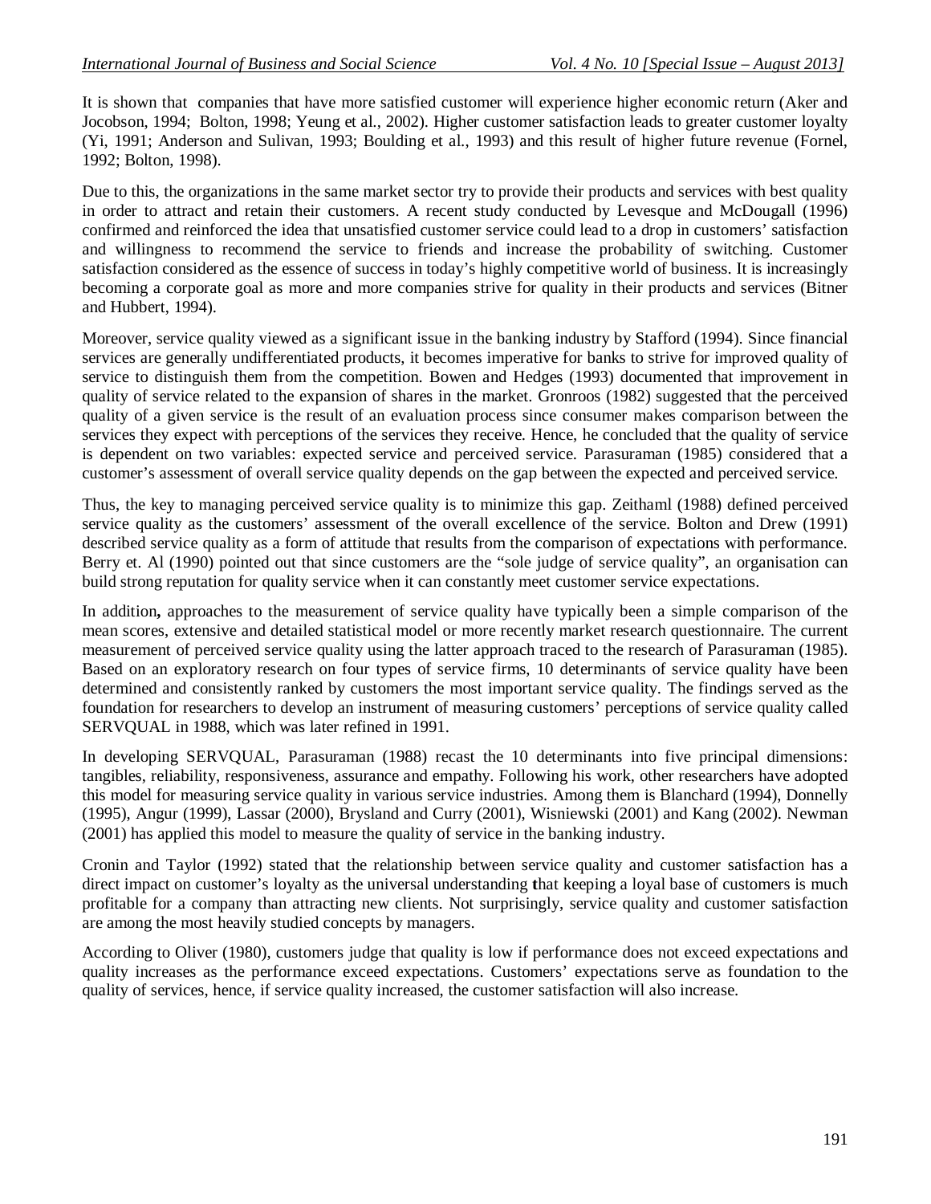It is shown that companies that have more satisfied customer will experience higher economic return (Aker and Jocobson, 1994; Bolton, 1998; Yeung et al., 2002). Higher customer satisfaction leads to greater customer loyalty (Yi, 1991; Anderson and Sulivan, 1993; Boulding et al., 1993) and this result of higher future revenue (Fornel, 1992; Bolton, 1998).

Due to this, the organizations in the same market sector try to provide their products and services with best quality in order to attract and retain their customers. A recent study conducted by Levesque and McDougall (1996) confirmed and reinforced the idea that unsatisfied customer service could lead to a drop in customers' satisfaction and willingness to recommend the service to friends and increase the probability of switching. Customer satisfaction considered as the essence of success in today's highly competitive world of business. It is increasingly becoming a corporate goal as more and more companies strive for quality in their products and services (Bitner and Hubbert, 1994).

Moreover, service quality viewed as a significant issue in the banking industry by Stafford (1994). Since financial services are generally undifferentiated products, it becomes imperative for banks to strive for improved quality of service to distinguish them from the competition. Bowen and Hedges (1993) documented that improvement in quality of service related to the expansion of shares in the market. Gronroos (1982) suggested that the perceived quality of a given service is the result of an evaluation process since consumer makes comparison between the services they expect with perceptions of the services they receive. Hence, he concluded that the quality of service is dependent on two variables: expected service and perceived service. Parasuraman (1985) considered that a customer's assessment of overall service quality depends on the gap between the expected and perceived service.

Thus, the key to managing perceived service quality is to minimize this gap. Zeithaml (1988) defined perceived service quality as the customers' assessment of the overall excellence of the service. Bolton and Drew (1991) described service quality as a form of attitude that results from the comparison of expectations with performance. Berry et. Al (1990) pointed out that since customers are the "sole judge of service quality", an organisation can build strong reputation for quality service when it can constantly meet customer service expectations.

In addition**,** approaches to the measurement of service quality have typically been a simple comparison of the mean scores, extensive and detailed statistical model or more recently market research questionnaire. The current measurement of perceived service quality using the latter approach traced to the research of Parasuraman (1985). Based on an exploratory research on four types of service firms, 10 determinants of service quality have been determined and consistently ranked by customers the most important service quality. The findings served as the foundation for researchers to develop an instrument of measuring customers' perceptions of service quality called SERVQUAL in 1988, which was later refined in 1991.

In developing SERVQUAL, Parasuraman (1988) recast the 10 determinants into five principal dimensions: tangibles, reliability, responsiveness, assurance and empathy. Following his work, other researchers have adopted this model for measuring service quality in various service industries. Among them is Blanchard (1994), Donnelly (1995), Angur (1999), Lassar (2000), Brysland and Curry (2001), Wisniewski (2001) and Kang (2002). Newman (2001) has applied this model to measure the quality of service in the banking industry.

Cronin and Taylor (1992) stated that the relationship between service quality and customer satisfaction has a direct impact on customer's loyalty as the universal understanding that keeping a loyal base of customers is much profitable for a company than attracting new clients. Not surprisingly, service quality and customer satisfaction are among the most heavily studied concepts by managers.

According to Oliver (1980), customers judge that quality is low if performance does not exceed expectations and quality increases as the performance exceed expectations. Customers' expectations serve as foundation to the quality of services, hence, if service quality increased, the customer satisfaction will also increase.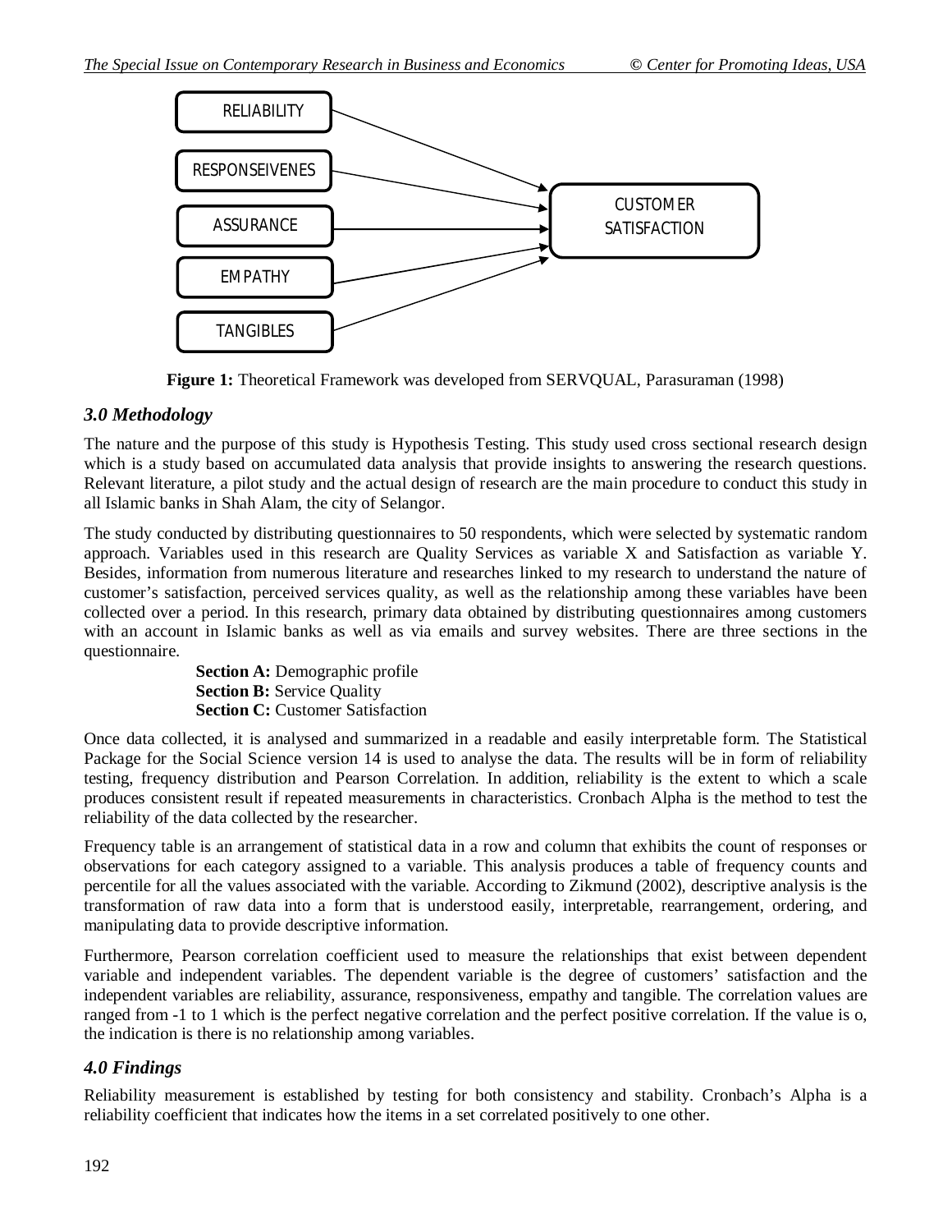RELIABILITY

RESPONSEIVENES

ASSURANCE

EMPATHY

TANGIBLES

CUSTOMER SATISFACTION

**Figure 1:** Theoretical Framework was developed from SERVQUAL, Parasuraman (1998)

### *3.0 Methodology*

The nature and the purpose of this study is Hypothesis Testing. This study used cross sectional research design which is a study based on accumulated data analysis that provide insights to answering the research questions. Relevant literature, a pilot study and the actual design of research are the main procedure to conduct this study in all Islamic banks in Shah Alam, the city of Selangor.

The study conducted by distributing questionnaires to 50 respondents, which were selected by systematic random approach. Variables used in this research are Quality Services as variable X and Satisfaction as variable Y. Besides, information from numerous literature and researches linked to my research to understand the nature of customer's satisfaction, perceived services quality, as well as the relationship among these variables have been collected over a period. In this research, primary data obtained by distributing questionnaires among customers with an account in Islamic banks as well as via emails and survey websites. There are three sections in the questionnaire.

**Section A:** Demographic profile
**Section B:** Service Quality
**Section C:** Customer Satisfaction

Once data collected, it is analysed and summarized in a readable and easily interpretable form. The Statistical Package for the Social Science version 14 is used to analyse the data. The results will be in form of reliability testing, frequency distribution and Pearson Correlation. In addition, reliability is the extent to which a scale produces consistent result if repeated measurements in characteristics. Cronbach Alpha is the method to test the reliability of the data collected by the researcher.

Frequency table is an arrangement of statistical data in a row and column that exhibits the count of responses or observations for each category assigned to a variable. This analysis produces a table of frequency counts and percentile for all the values associated with the variable. According to Zikmund (2002), descriptive analysis is the transformation of raw data into a form that is understood easily, interpretable, rearrangement, ordering, and manipulating data to provide descriptive information.

Furthermore, Pearson correlation coefficient used to measure the relationships that exist between dependent variable and independent variables. The dependent variable is the degree of customers' satisfaction and the independent variables are reliability, assurance, responsiveness, empathy and tangible. The correlation values are ranged from -1 to 1 which is the perfect negative correlation and the perfect positive correlation. If the value is o, the indication is there is no relationship among variables.

### *4.0 Findings*

Reliability measurement is established by testing for both consistency and stability. Cronbach's Alpha is a reliability coefficient that indicates how the items in a set correlated positively to one other.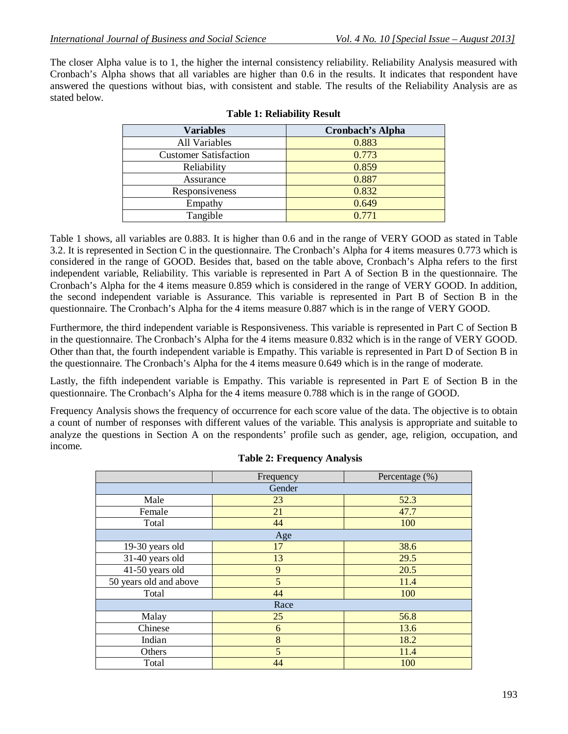The closer Alpha value is to 1, the higher the internal consistency reliability. Reliability Analysis measured with Cronbach's Alpha shows that all variables are higher than 0.6 in the results. It indicates that respondent have answered the questions without bias, with consistent and stable. The results of the Reliability Analysis are as stated below.

**Table 1: Reliability Result**

| Variables | Cronbach's Alpha |
|---|---|
| All Variables | 0.883 |
| Customer Satisfaction | 0.773 |
| Reliability | 0.859 |
| Assurance | 0.887 |
| Responsiveness | 0.832 |
| Empathy | 0.649 |
| Tangible | 0.771 |

Table 1 shows, all variables are 0.883. It is higher than 0.6 and in the range of VERY GOOD as stated in Table 3.2. It is represented in Section C in the questionnaire. The Cronbach's Alpha for 4 items measures 0.773 which is considered in the range of GOOD. Besides that, based on the table above, Cronbach's Alpha refers to the first independent variable, Reliability. This variable is represented in Part A of Section B in the questionnaire. The Cronbach's Alpha for the 4 items measure 0.859 which is considered in the range of VERY GOOD. In addition, the second independent variable is Assurance. This variable is represented in Part B of Section B in the questionnaire. The Cronbach's Alpha for the 4 items measure 0.887 which is in the range of VERY GOOD.

Furthermore, the third independent variable is Responsiveness. This variable is represented in Part C of Section B in the questionnaire. The Cronbach's Alpha for the 4 items measure 0.832 which is in the range of VERY GOOD. Other than that, the fourth independent variable is Empathy. This variable is represented in Part D of Section B in the questionnaire. The Cronbach's Alpha for the 4 items measure 0.649 which is in the range of moderate.

Lastly, the fifth independent variable is Empathy. This variable is represented in Part E of Section B in the questionnaire. The Cronbach's Alpha for the 4 items measure 0.788 which is in the range of GOOD.

Frequency Analysis shows the frequency of occurrence for each score value of the data. The objective is to obtain a count of number of responses with different values of the variable. This analysis is appropriate and suitable to analyze the questions in Section A on the respondents' profile such as gender, age, religion, occupation, and income.

**Table 2: Frequency Analysis**

| | Frequency | Percentage (%) |
|---|---|---|
| Gender | | |
| Male | 23 | 52.3 |
| Female | 21 | 47.7 |
| Total | 44 | 100 |
| Age | | |
| 19-30 years old | 17 | 38.6 |
| 31-40 years old | 13 | 29.5 |
| 41-50 years old | 9 | 20.5 |
| 50 years old and above | 5 | 11.4 |
| Total | 44 | 100 |
| Race | | |
| Malay | 25 | 56.8 |
| Chinese | 6 | 13.6 |
| Indian | 8 | 18.2 |
| Others | 5 | 11.4 |
| Total | 44 | 100 |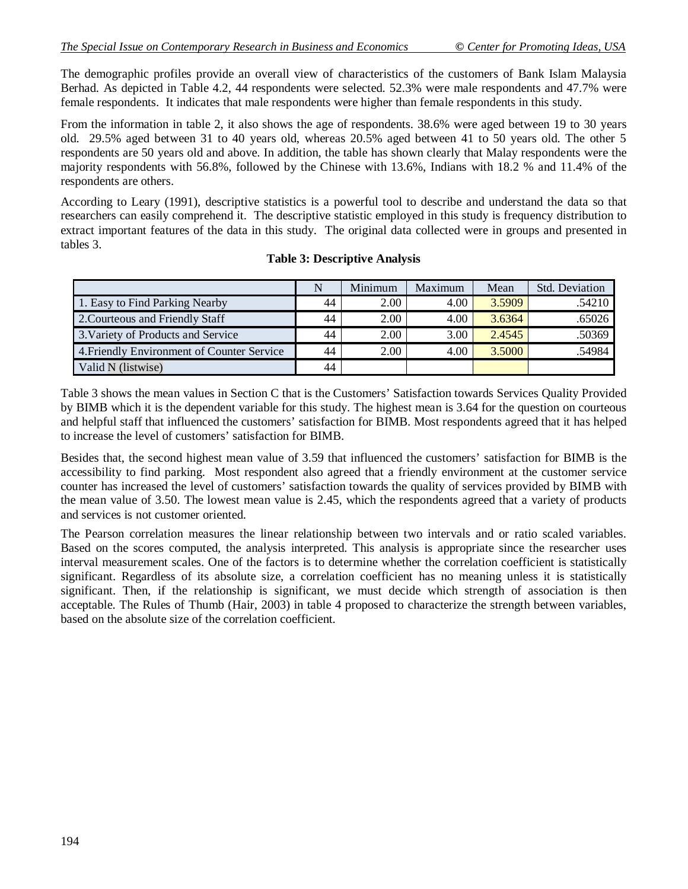The demographic profiles provide an overall view of characteristics of the customers of Bank Islam Malaysia Berhad. As depicted in Table 4.2, 44 respondents were selected. 52.3% were male respondents and 47.7% were female respondents. It indicates that male respondents were higher than female respondents in this study.

From the information in table 2, it also shows the age of respondents. 38.6% were aged between 19 to 30 years old. 29.5% aged between 31 to 40 years old, whereas 20.5% aged between 41 to 50 years old. The other 5 respondents are 50 years old and above. In addition, the table has shown clearly that Malay respondents were the majority respondents with 56.8%, followed by the Chinese with 13.6%, Indians with 18.2 % and 11.4% of the respondents are others.

According to Leary (1991), descriptive statistics is a powerful tool to describe and understand the data so that researchers can easily comprehend it. The descriptive statistic employed in this study is frequency distribution to extract important features of the data in this study. The original data collected were in groups and presented in tables 3.

**Table 3: Descriptive Analysis**

| | N | Minimum | Maximum | Mean | Std. Deviation |
|---|---|---|---|---|---|
| 1. Easy to Find Parking Nearby | 44 | 2.00 | 4.00 | 3.5909 | .54210 |
| 2.Courteous and Friendly Staff | 44 | 2.00 | 4.00 | 3.6364 | .65026 |
| 3.Variety of Products and Service | 44 | 2.00 | 3.00 | 2.4545 | .50369 |
| 4.Friendly Environment of Counter Service | 44 | 2.00 | 4.00 | 3.5000 | .54984 |
| Valid N (listwise) | 44 | | | | |

Table 3 shows the mean values in Section C that is the Customers' Satisfaction towards Services Quality Provided by BIMB which it is the dependent variable for this study. The highest mean is 3.64 for the question on courteous and helpful staff that influenced the customers' satisfaction for BIMB. Most respondents agreed that it has helped to increase the level of customers' satisfaction for BIMB.

Besides that, the second highest mean value of 3.59 that influenced the customers' satisfaction for BIMB is the accessibility to find parking. Most respondent also agreed that a friendly environment at the customer service counter has increased the level of customers' satisfaction towards the quality of services provided by BIMB with the mean value of 3.50. The lowest mean value is 2.45, which the respondents agreed that a variety of products and services is not customer oriented.

The Pearson correlation measures the linear relationship between two intervals and or ratio scaled variables. Based on the scores computed, the analysis interpreted. This analysis is appropriate since the researcher uses interval measurement scales. One of the factors is to determine whether the correlation coefficient is statistically significant. Regardless of its absolute size, a correlation coefficient has no meaning unless it is statistically significant. Then, if the relationship is significant, we must decide which strength of association is then acceptable. The Rules of Thumb (Hair, 2003) in table 4 proposed to characterize the strength between variables, based on the absolute size of the correlation coefficient.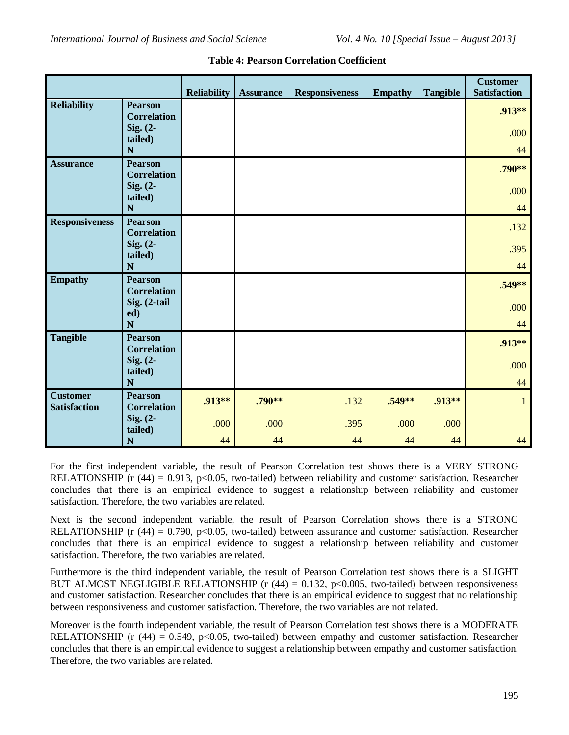**Table 4: Pearson Correlation Coefficient**

| | | Reliability | Assurance | Responsiveness | Empathy | Tangible | Customer Satisfaction |
|---|---|---|---|---|---|---|---|
| **Reliability** | **Pearson Correlation** | | | | | | **.913\*\*** |
| | **Sig. (2-tailed)** | | | | | | .000 |
| | **N** | | | | | | 44 |
| **Assurance** | **Pearson Correlation** | | | | | | **.790\*\*** |
| | **Sig. (2-tailed)** | | | | | | .000 |
| | **N** | | | | | | 44 |
| **Responsiveness** | **Pearson Correlation** | | | | | | .132 |
| | **Sig. (2-tailed)** | | | | | | .395 |
| | **N** | | | | | | 44 |
| **Empathy** | **Pearson Correlation** | | | | | | **.549\*\*** |
| | **Sig. (2-tailed)** | | | | | | .000 |
| | **N** | | | | | | 44 |
| **Tangible** | **Pearson Correlation** | | | | | | **.913\*\*** |
| | **Sig. (2-tailed)** | | | | | | .000 |
| | **N** | | | | | | 44 |
| **Customer Satisfaction** | **Pearson Correlation** | **.913\*\*** | **.790\*\*** | .132 | **.549\*\*** | **.913\*\*** | 1 |
| | **Sig. (2-tailed)** | .000 | .000 | .395 | .000 | .000 | |
| | **N** | 44 | 44 | 44 | 44 | 44 | 44 |

For the first independent variable, the result of Pearson Correlation test shows there is a VERY STRONG RELATIONSHIP ($r(44) = 0.913$, $p<0.05$, two-tailed) between reliability and customer satisfaction. Researcher concludes that there is an empirical evidence to suggest a relationship between reliability and customer satisfaction. Therefore, the two variables are related.

Next is the second independent variable, the result of Pearson Correlation shows there is a STRONG RELATIONSHIP ($r(44) = 0.790$, $p<0.05$, two-tailed) between assurance and customer satisfaction. Researcher concludes that there is an empirical evidence to suggest a relationship between reliability and customer satisfaction. Therefore, the two variables are related.

Furthermore is the third independent variable, the result of Pearson Correlation test shows there is a SLIGHT BUT ALMOST NEGLIGIBLE RELATIONSHIP ($r(44) = 0.132$, $p<0.005$, two-tailed) between responsiveness and customer satisfaction. Researcher concludes that there is an empirical evidence to suggest that no relationship between responsiveness and customer satisfaction. Therefore, the two variables are not related.

Moreover is the fourth independent variable, the result of Pearson Correlation test shows there is a MODERATE RELATIONSHIP ($r(44) = 0.549$, $p<0.05$, two-tailed) between empathy and customer satisfaction. Researcher concludes that there is an empirical evidence to suggest a relationship between empathy and customer satisfaction. Therefore, the two variables are related.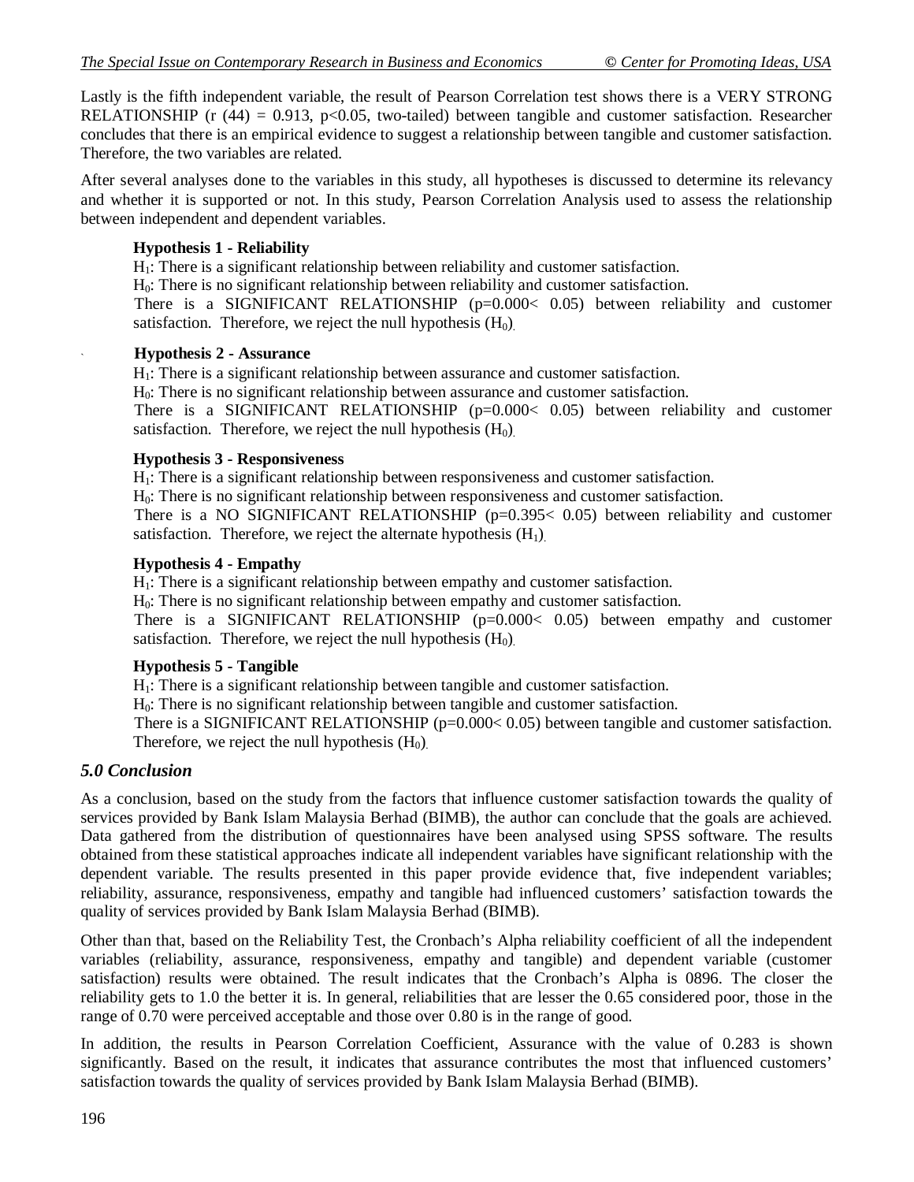Lastly is the fifth independent variable, the result of Pearson Correlation test shows there is a VERY STRONG RELATIONSHIP (r (44) = 0.913, $p<0.05$, two-tailed) between tangible and customer satisfaction. Researcher concludes that there is an empirical evidence to suggest a relationship between tangible and customer satisfaction. Therefore, the two variables are related.

After several analyses done to the variables in this study, all hypotheses is discussed to determine its relevancy and whether it is supported or not. In this study, Pearson Correlation Analysis used to assess the relationship between independent and dependent variables.

**Hypothesis 1 - Reliability**

$H_1$: There is a significant relationship between reliability and customer satisfaction.
$H_0$: There is no significant relationship between reliability and customer satisfaction.
There is a SIGNIFICANT RELATIONSHIP ($p=0.000< 0.05$) between reliability and customer satisfaction. Therefore, we reject the null hypothesis ($H_0$).

**Hypothesis 2 - Assurance**

$H_1$: There is a significant relationship between assurance and customer satisfaction.
$H_0$: There is no significant relationship between assurance and customer satisfaction.
There is a SIGNIFICANT RELATIONSHIP ($p=0.000< 0.05$) between reliability and customer satisfaction. Therefore, we reject the null hypothesis ($H_0$).

**Hypothesis 3 - Responsiveness**

$H_1$: There is a significant relationship between responsiveness and customer satisfaction.
$H_0$: There is no significant relationship between responsiveness and customer satisfaction.
There is a NO SIGNIFICANT RELATIONSHIP ($p=0.395< 0.05$) between reliability and customer satisfaction. Therefore, we reject the alternate hypothesis ($H_1$).

**Hypothesis 4 - Empathy**

$H_1$: There is a significant relationship between empathy and customer satisfaction.
$H_0$: There is no significant relationship between empathy and customer satisfaction.
There is a SIGNIFICANT RELATIONSHIP ($p=0.000< 0.05$) between empathy and customer satisfaction. Therefore, we reject the null hypothesis ($H_0$).

**Hypothesis 5 - Tangible**

$H_1$: There is a significant relationship between tangible and customer satisfaction.
$H_0$: There is no significant relationship between tangible and customer satisfaction.
There is a SIGNIFICANT RELATIONSHIP ($p=0.000< 0.05$) between tangible and customer satisfaction. Therefore, we reject the null hypothesis ($H_0$).

## *5.0 Conclusion*

As a conclusion, based on the study from the factors that influence customer satisfaction towards the quality of services provided by Bank Islam Malaysia Berhad (BIMB), the author can conclude that the goals are achieved. Data gathered from the distribution of questionnaires have been analysed using SPSS software. The results obtained from these statistical approaches indicate all independent variables have significant relationship with the dependent variable. The results presented in this paper provide evidence that, five independent variables; reliability, assurance, responsiveness, empathy and tangible had influenced customers' satisfaction towards the quality of services provided by Bank Islam Malaysia Berhad (BIMB).

Other than that, based on the Reliability Test, the Cronbach's Alpha reliability coefficient of all the independent variables (reliability, assurance, responsiveness, empathy and tangible) and dependent variable (customer satisfaction) results were obtained. The result indicates that the Cronbach's Alpha is 0896. The closer the reliability gets to 1.0 the better it is. In general, reliabilities that are lesser the 0.65 considered poor, those in the range of 0.70 were perceived acceptable and those over 0.80 is in the range of good.

In addition, the results in Pearson Correlation Coefficient, Assurance with the value of 0.283 is shown significantly. Based on the result, it indicates that assurance contributes the most that influenced customers' satisfaction towards the quality of services provided by Bank Islam Malaysia Berhad (BIMB).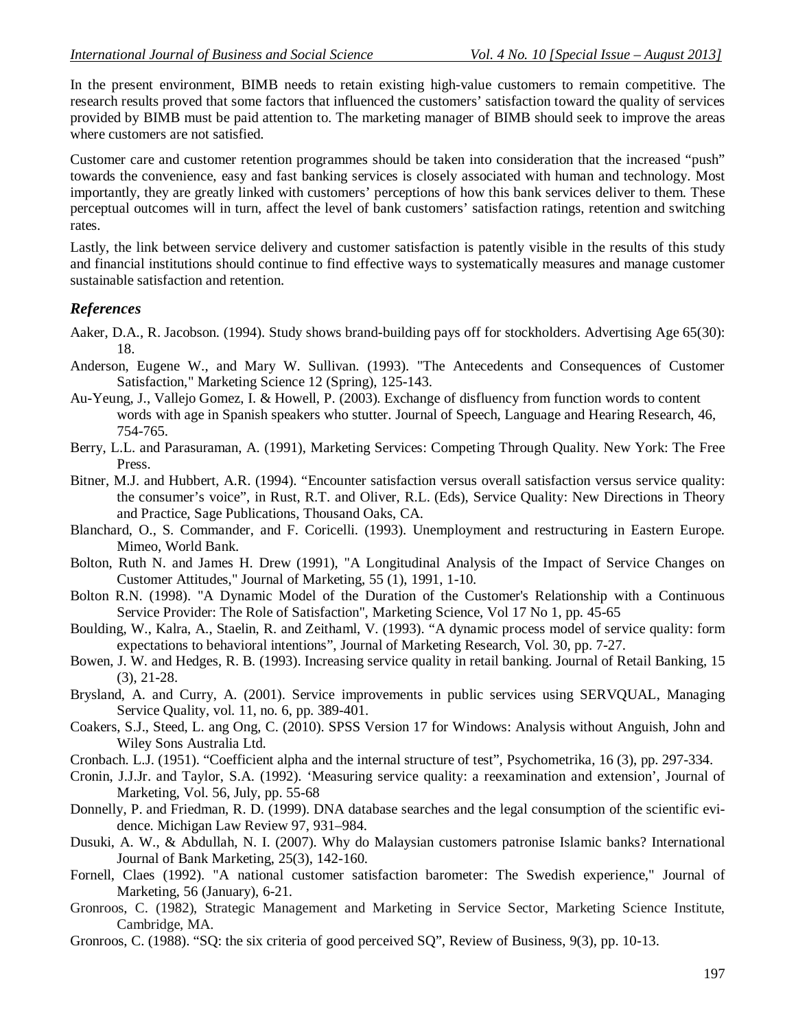In the present environment, BIMB needs to retain existing high-value customers to remain competitive. The research results proved that some factors that influenced the customers' satisfaction toward the quality of services provided by BIMB must be paid attention to. The marketing manager of BIMB should seek to improve the areas where customers are not satisfied.

Customer care and customer retention programmes should be taken into consideration that the increased "push" towards the convenience, easy and fast banking services is closely associated with human and technology. Most importantly, they are greatly linked with customers' perceptions of how this bank services deliver to them. These perceptual outcomes will in turn, affect the level of bank customers' satisfaction ratings, retention and switching rates.

Lastly, the link between service delivery and customer satisfaction is patently visible in the results of this study and financial institutions should continue to find effective ways to systematically measures and manage customer sustainable satisfaction and retention.

## *References*

Aaker, D.A., R. Jacobson. (1994). Study shows brand-building pays off for stockholders. Advertising Age 65(30): 18.

Anderson, Eugene W., and Mary W. Sullivan. (1993). "The Antecedents and Consequences of Customer Satisfaction," Marketing Science 12 (Spring), 125-143.

Au-Yeung, J., Vallejo Gomez, I. & Howell, P. (2003). Exchange of disfluency from function words to content words with age in Spanish speakers who stutter. Journal of Speech, Language and Hearing Research, 46, 754-765.

Berry, L.L. and Parasuraman, A. (1991), Marketing Services: Competing Through Quality. New York: The Free Press.

Bitner, M.J. and Hubbert, A.R. (1994). "Encounter satisfaction versus overall satisfaction versus service quality: the consumer's voice", in Rust, R.T. and Oliver, R.L. (Eds), Service Quality: New Directions in Theory and Practice, Sage Publications, Thousand Oaks, CA.

Blanchard, O., S. Commander, and F. Coricelli. (1993). Unemployment and restructuring in Eastern Europe. Mimeo, World Bank.

Bolton, Ruth N. and James H. Drew (1991), "A Longitudinal Analysis of the Impact of Service Changes on Customer Attitudes," Journal of Marketing, 55 (1), 1991, 1-10.

Bolton R.N. (1998). "A Dynamic Model of the Duration of the Customer's Relationship with a Continuous Service Provider: The Role of Satisfaction", Marketing Science, Vol 17 No 1, pp. 45-65

Boulding, W., Kalra, A., Staelin, R. and Zeithaml, V. (1993). "A dynamic process model of service quality: form expectations to behavioral intentions", Journal of Marketing Research, Vol. 30, pp. 7-27.

Bowen, J. W. and Hedges, R. B. (1993). Increasing service quality in retail banking. Journal of Retail Banking, 15 (3), 21-28.

Brysland, A. and Curry, A. (2001). Service improvements in public services using SERVQUAL, Managing Service Quality, vol. 11, no. 6, pp. 389-401.

Coakers, S.J., Steed, L. ang Ong, C. (2010). SPSS Version 17 for Windows: Analysis without Anguish, John and Wiley Sons Australia Ltd.

Cronbach. L.J. (1951). "Coefficient alpha and the internal structure of test", Psychometrika, 16 (3), pp. 297-334.

Cronin, J.J.Jr. and Taylor, S.A. (1992). 'Measuring service quality: a reexamination and extension', Journal of Marketing, Vol. 56, July, pp. 55-68

Donnelly, P. and Friedman, R. D. (1999). DNA database searches and the legal consumption of the scientific evidence. Michigan Law Review 97, 931–984.

Dusuki, A. W., & Abdullah, N. I. (2007). Why do Malaysian customers patronise Islamic banks? International Journal of Bank Marketing, 25(3), 142-160.

Fornell, Claes (1992). "A national customer satisfaction barometer: The Swedish experience," Journal of Marketing, 56 (January), 6-21.

Gronroos, C. (1982), Strategic Management and Marketing in Service Sector, Marketing Science Institute, Cambridge, MA.

Gronroos, C. (1988). "SQ: the six criteria of good perceived SQ", Review of Business, 9(3), pp. 10-13.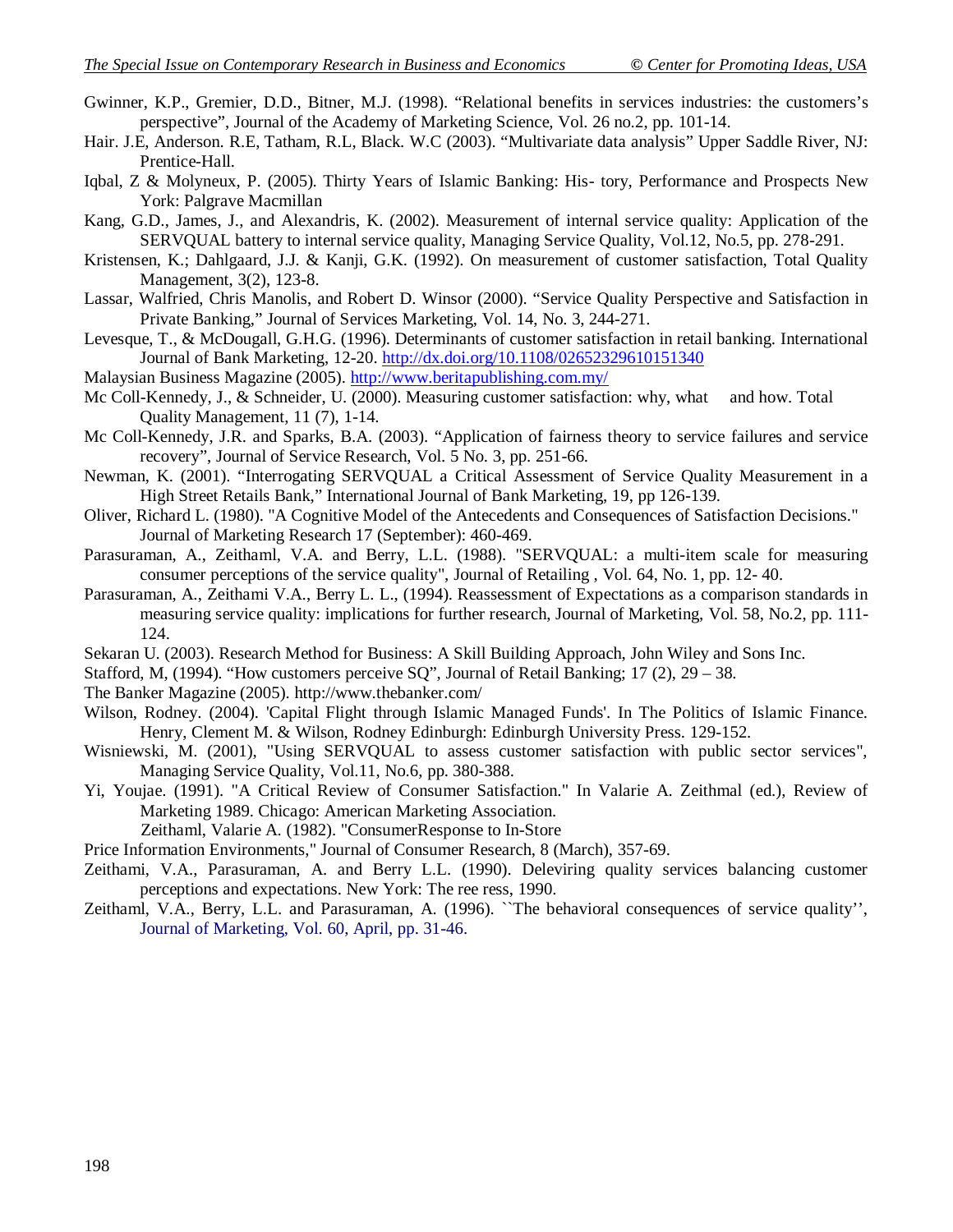Gwinner, K.P., Gremier, D.D., Bitner, M.J. (1998). “Relational benefits in services industries: the customers’s perspective”, Journal of the Academy of Marketing Science, Vol. 26 no.2, pp. 101-14.

Hair. J.E, Anderson. R.E, Tatham, R.L, Black. W.C (2003). “Multivariate data analysis” Upper Saddle River, NJ: Prentice-Hall.

Iqbal, Z & Molyneux, P. (2005). Thirty Years of Islamic Banking: His- tory, Performance and Prospects New York: Palgrave Macmillan

Kang, G.D., James, J., and Alexandris, K. (2002). Measurement of internal service quality: Application of the SERVQUAL battery to internal service quality, Managing Service Quality, Vol.12, No.5, pp. 278-291.

Kristensen, K.; Dahlgaard, J.J. & Kanji, G.K. (1992). On measurement of customer satisfaction, Total Quality Management, 3(2), 123-8.

Lassar, Walfried, Chris Manolis, and Robert D. Winsor (2000). “Service Quality Perspective and Satisfaction in Private Banking,” Journal of Services Marketing, Vol. 14, No. 3, 244-271.

Levesque, T., & McDougall, G.H.G. (1996). Determinants of customer satisfaction in retail banking. International Journal of Bank Marketing, 12-20. http://dx.doi.org/10.1108/02652329610151340

Malaysian Business Magazine (2005). http://www.beritapublishing.com.my/

Mc Coll-Kennedy, J., & Schneider, U. (2000). Measuring customer satisfaction: why, what and how. Total Quality Management, 11 (7), 1-14.

Mc Coll-Kennedy, J.R. and Sparks, B.A. (2003). “Application of fairness theory to service failures and service recovery”, Journal of Service Research, Vol. 5 No. 3, pp. 251-66.

Newman, K. (2001). “Interrogating SERVQUAL a Critical Assessment of Service Quality Measurement in a High Street Retails Bank,” International Journal of Bank Marketing, 19, pp 126-139.

Oliver, Richard L. (1980). "A Cognitive Model of the Antecedents and Consequences of Satisfaction Decisions." Journal of Marketing Research 17 (September): 460-469.

Parasuraman, A., Zeithaml, V.A. and Berry, L.L. (1988). "SERVQUAL: a multi-item scale for measuring consumer perceptions of the service quality", Journal of Retailing , Vol. 64, No. 1, pp. 12- 40.

Parasuraman, A., Zeithami V.A., Berry L. L., (1994). Reassessment of Expectations as a comparison standards in measuring service quality: implications for further research, Journal of Marketing, Vol. 58, No.2, pp. 111-124.

Sekaran U. (2003). Research Method for Business: A Skill Building Approach, John Wiley and Sons Inc.

Stafford, M, (1994). “How customers perceive SQ”, Journal of Retail Banking; 17 (2), 29 – 38.

The Banker Magazine (2005). http://www.thebanker.com/

Wilson, Rodney. (2004). 'Capital Flight through Islamic Managed Funds'. In The Politics of Islamic Finance. Henry, Clement M. & Wilson, Rodney Edinburgh: Edinburgh University Press. 129-152.

Wisniewski, M. (2001), "Using SERVQUAL to assess customer satisfaction with public sector services", Managing Service Quality, Vol.11, No.6, pp. 380-388.

Yi, Youjae. (1991). "A Critical Review of Consumer Satisfaction." In Valarie A. Zeithmal (ed.), Review of Marketing 1989. Chicago: American Marketing Association.
Zeithaml, Valarie A. (1982). "ConsumerResponse to In-Store

Price Information Environments," Journal of Consumer Research, 8 (March), 357-69.

Zeithami, V.A., Parasuraman, A. and Berry L.L. (1990). Deleviring quality services balancing customer perceptions and expectations. New York: The ree ress, 1990.

Zeithaml, V.A., Berry, L.L. and Parasuraman, A. (1996). ``The behavioral consequences of service quality'', Journal of Marketing, Vol. 60, April, pp. 31-46.